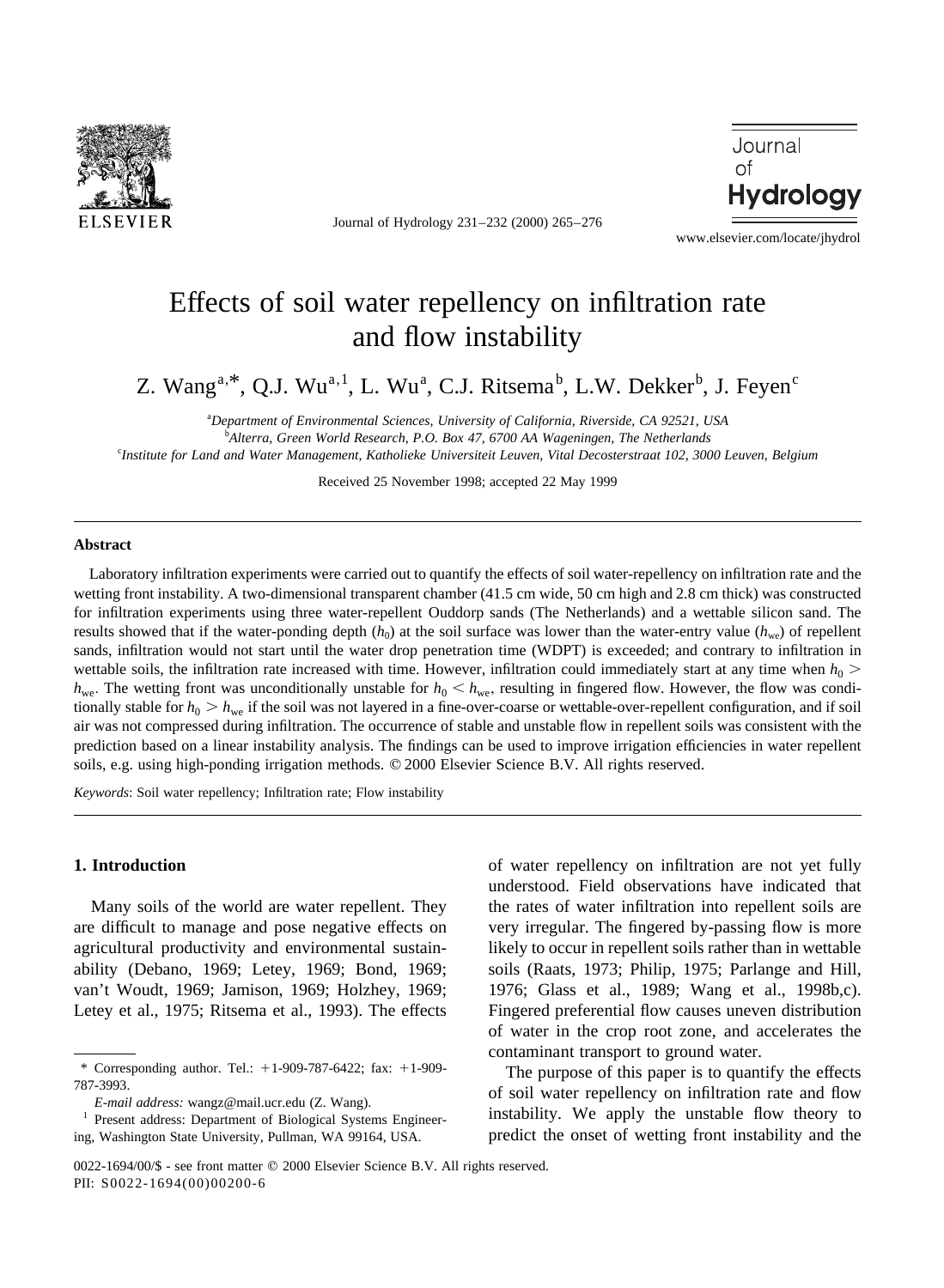# Effects of soil water repellency on infiltration rate and flow instability

Z. Wang[a,*], Q.J. Wu[a,1], L. Wu[a], C.J. Ritsema[b], L.W. Dekker[b], J. Feyen[c]

[a]*Department of Environmental Sciences, University of California, Riverside, CA 92521, USA*
[b]*Alterra, Green World Research, P.O. Box 47, 6700 AA Wageningen, The Netherlands*
[c]*Institute for Land and Water Management, Katholieke Universiteit Leuven, Vital Decosterstraat 102, 3000 Leuven, Belgium*

Received 25 November 1998; accepted 22 May 1999

## Abstract

Laboratory infiltration experiments were carried out to quantify the effects of soil water-repellency on infiltration rate and the wetting front instability. A two-dimensional transparent chamber (41.5 cm wide, 50 cm high and 2.8 cm thick) was constructed for infiltration experiments using three water-repellent Ouddorp sands (The Netherlands) and a wettable silicon sand. The results showed that if the water-ponding depth ($h_0$) at the soil surface was lower than the water-entry value ($h_{we}$) of repellent sands, infiltration would not start until the water drop penetration time (WDPT) is exceeded; and contrary to infiltration in wettable soils, the infiltration rate increased with time. However, infiltration could immediately start at any time when $h_0 > h_{we}$. The wetting front was unconditionally unstable for $h_0 < h_{we}$, resulting in fingered flow. However, the flow was conditionally stable for $h_0 > h_{we}$ if the soil was not layered in a fine-over-coarse or wettable-over-repellent configuration, and if soil air was not compressed during infiltration. The occurrence of stable and unstable flow in repellent soils was consistent with the prediction based on a linear instability analysis. The findings can be used to improve irrigation efficiencies in water repellent soils, e.g. using high-ponding irrigation methods. © 2000 Elsevier Science B.V. All rights reserved.

*Keywords*: Soil water repellency; Infiltration rate; Flow instability

## 1. Introduction

Many soils of the world are water repellent. They are difficult to manage and pose negative effects on agricultural productivity and environmental sustainability (Debano, 1969; Letey, 1969; Bond, 1969; van't Woudt, 1969; Jamison, 1969; Holzhey, 1969; Letey et al., 1975; Ritsema et al., 1993). The effects of water repellency on infiltration are not yet fully understood. Field observations have indicated that the rates of water infiltration into repellent soils are very irregular. The fingered by-passing flow is more likely to occur in repellent soils rather than in wettable soils (Raats, 1973; Philip, 1975; Parlange and Hill, 1976; Glass et al., 1989; Wang et al., 1998b,c). Fingered preferential flow causes uneven distribution of water in the crop root zone, and accelerates the contaminant transport to ground water.

The purpose of this paper is to quantify the effects of soil water repellency on infiltration rate and flow instability. We apply the unstable flow theory to predict the onset of wetting front instability and the

---

* Corresponding author. Tel.: +1-909-787-6422; fax: +1-909-787-3993.

*E-mail address:* wangz@mail.ucr.edu (Z. Wang).

[1] Present address: Department of Biological Systems Engineering, Washington State University, Pullman, WA 99164, USA.

0022-1694/00/$ - see front matter © 2000 Elsevier Science B.V. All rights reserved.
PII: S0022-1694(00)00200-6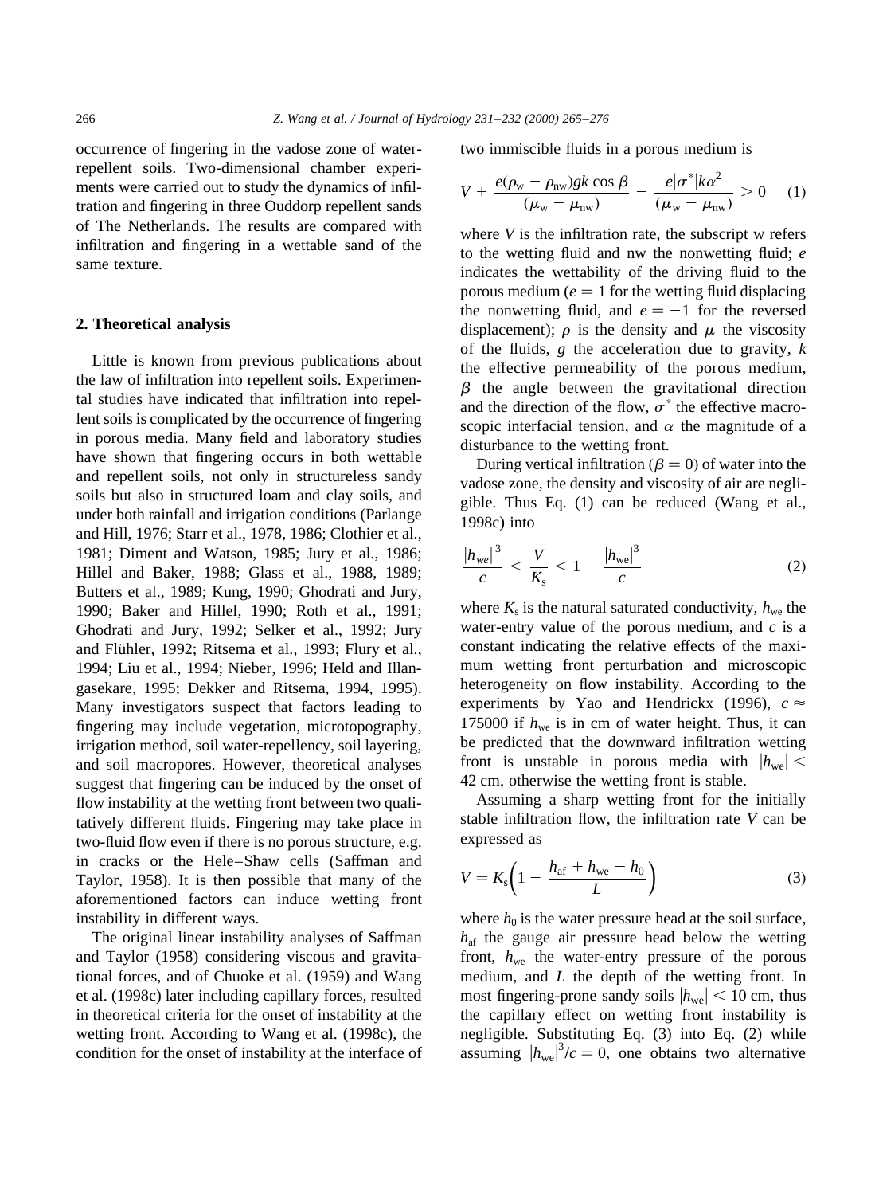occurrence of fingering in the vadose zone of water-repellent soils. Two-dimensional chamber experiments were carried out to study the dynamics of infiltration and fingering in three Ouddorp repellent sands of The Netherlands. The results are compared with infiltration and fingering in a wettable sand of the same texture.

## 2. Theoretical analysis

Little is known from previous publications about the law of infiltration into repellent soils. Experimental studies have indicated that infiltration into repellent soils is complicated by the occurrence of fingering in porous media. Many field and laboratory studies have shown that fingering occurs in both wettable and repellent soils, not only in structureless sandy soils but also in structured loam and clay soils, and under both rainfall and irrigation conditions (Parlange and Hill, 1976; Starr et al., 1978, 1986; Clothier et al., 1981; Diment and Watson, 1985; Jury et al., 1986; Hillel and Baker, 1988; Glass et al., 1988, 1989; Butters et al., 1989; Kung, 1990; Ghodrati and Jury, 1990; Baker and Hillel, 1990; Roth et al., 1991; Ghodrati and Jury, 1992; Selker et al., 1992; Jury and Flühler, 1992; Ritsema et al., 1993; Flury et al., 1994; Liu et al., 1994; Nieber, 1996; Held and Illangasekare, 1995; Dekker and Ritsema, 1994, 1995). Many investigators suspect that factors leading to fingering may include vegetation, microtopography, irrigation method, soil water-repellency, soil layering, and soil macropores. However, theoretical analyses suggest that fingering can be induced by the onset of flow instability at the wetting front between two qualitatively different fluids. Fingering may take place in two-fluid flow even if there is no porous structure, e.g. in cracks or the Hele–Shaw cells (Saffman and Taylor, 1958). It is then possible that many of the aforementioned factors can induce wetting front instability in different ways.

The original linear instability analyses of Saffman and Taylor (1958) considering viscous and gravitational forces, and of Chuoke et al. (1959) and Wang et al. (1998c) later including capillary forces, resulted in theoretical criteria for the onset of instability at the wetting front. According to Wang et al. (1998c), the condition for the onset of instability at the interface of two immiscible fluids in a porous medium is

$$V + \frac{e(\rho_w - \rho_{nw})gk\cos\beta}{(\mu_w - \mu_{nw})} - \frac{e|\sigma^*|k\alpha^2}{(\mu_w - \mu_{nw})} > 0 \quad (1)$$

where $V$ is the infiltration rate, the subscript w refers to the wetting fluid and nw the nonwetting fluid; $e$ indicates the wettability of the driving fluid to the porous medium ($e = 1$ for the wetting fluid displacing the nonwetting fluid, and $e = -1$ for the reversed displacement); $\rho$ is the density and $\mu$ the viscosity of the fluids, $g$ the acceleration due to gravity, $k$ the effective permeability of the porous medium, $\beta$ the angle between the gravitational direction and the direction of the flow, $\sigma^*$ the effective macroscopic interfacial tension, and $\alpha$ the magnitude of a disturbance to the wetting front.

During vertical infiltration ($\beta = 0$) of water into the vadose zone, the density and viscosity of air are negligible. Thus Eq. (1) can be reduced (Wang et al., 1998c) into

$$\frac{|h_{we}|^3}{c} < \frac{V}{K_s} < 1 - \frac{|h_{we}|^3}{c} \quad (2)$$

where $K_s$ is the natural saturated conductivity, $h_{we}$ the water-entry value of the porous medium, and $c$ is a constant indicating the relative effects of the maximum wetting front perturbation and microscopic heterogeneity on flow instability. According to the experiments by Yao and Hendrickx (1996), $c \approx 175000$ if $h_{we}$ is in cm of water height. Thus, it can be predicted that the downward infiltration wetting front is unstable in porous media with $|h_{we}| < 42$ cm, otherwise the wetting front is stable.

Assuming a sharp wetting front for the initially stable infiltration flow, the infiltration rate $V$ can be expressed as

$$V = K_s\left(1 - \frac{h_{af} + h_{we} - h_0}{L}\right) \quad (3)$$

where $h_0$ is the water pressure head at the soil surface, $h_{af}$ the gauge air pressure head below the wetting front, $h_{we}$ the water-entry pressure of the porous medium, and $L$ the depth of the wetting front. In most fingering-prone sandy soils $|h_{we}| < 10$ cm, thus the capillary effect on wetting front instability is negligible. Substituting Eq. (3) into Eq. (2) while assuming $|h_{we}|^3/c = 0$, one obtains two alternative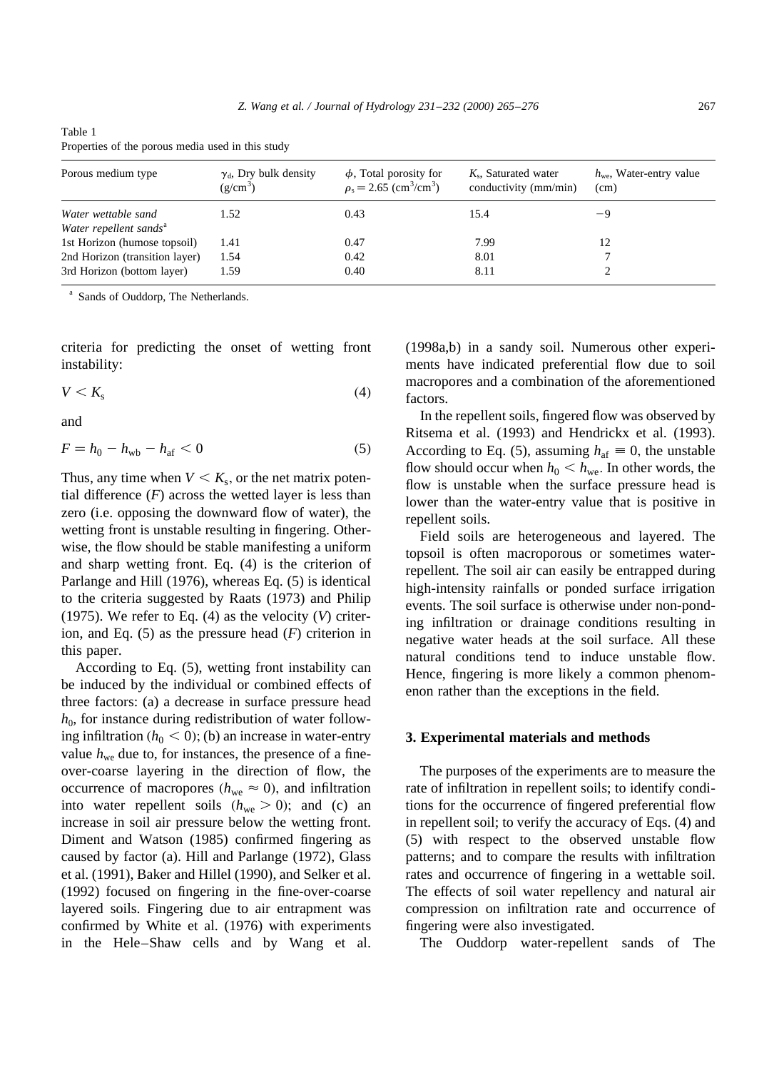Table 1
Properties of the porous media used in this study

| Porous medium type | $\gamma_d$, Dry bulk density ($g/cm^3$) | $\phi$, Total porosity for $\rho_s = 2.65$ ($cm^3/cm^3$) | $K_s$, Saturated water conductivity (mm/min) | $h_{we}$, Water-entry value (cm) |
|---|---|---|---|---|
| *Water wettable sand* | 1.52 | 0.43 | 15.4 | −9 |
| *Water repellent sands*[a] | | | | |
| 1st Horizon (humose topsoil) | 1.41 | 0.47 | 7.99 | 12 |
| 2nd Horizon (transition layer) | 1.54 | 0.42 | 8.01 | 7 |
| 3rd Horizon (bottom layer) | 1.59 | 0.40 | 8.11 | 2 |

[a] Sands of Ouddorp, The Netherlands.

criteria for predicting the onset of wetting front instability:

$$V < K_s \tag{4}$$

and

$$F = h_0 - h_{wb} - h_{af} < 0 \tag{5}$$

Thus, any time when $V < K_s$, or the net matrix potential difference ($F$) across the wetted layer is less than zero (i.e. opposing the downward flow of water), the wetting front is unstable resulting in fingering. Otherwise, the flow should be stable manifesting a uniform and sharp wetting front. Eq. (4) is the criterion of Parlange and Hill (1976), whereas Eq. (5) is identical to the criteria suggested by Raats (1973) and Philip (1975). We refer to Eq. (4) as the velocity ($V$) criterion, and Eq. (5) as the pressure head ($F$) criterion in this paper.

According to Eq. (5), wetting front instability can be induced by the individual or combined effects of three factors: (a) a decrease in surface pressure head $h_0$, for instance during redistribution of water following infiltration ($h_0 < 0$); (b) an increase in water-entry value $h_{we}$ due to, for instances, the presence of a fine-over-coarse layering in the direction of flow, the occurrence of macropores ($h_{we} \approx 0$), and infiltration into water repellent soils ($h_{we} > 0$); and (c) an increase in soil air pressure below the wetting front. Diment and Watson (1985) confirmed fingering as caused by factor (a). Hill and Parlange (1972), Glass et al. (1991), Baker and Hillel (1990), and Selker et al. (1992) focused on fingering in the fine-over-coarse layered soils. Fingering due to air entrapment was confirmed by White et al. (1976) with experiments in the Hele–Shaw cells and by Wang et al. (1998a,b) in a sandy soil. Numerous other experiments have indicated preferential flow due to soil macropores and a combination of the aforementioned factors.

In the repellent soils, fingered flow was observed by Ritsema et al. (1993) and Hendrickx et al. (1993). According to Eq. (5), assuming $h_{af} \equiv 0$, the unstable flow should occur when $h_0 < h_{we}$. In other words, the flow is unstable when the surface pressure head is lower than the water-entry value that is positive in repellent soils.

Field soils are heterogeneous and layered. The topsoil is often macroporous or sometimes water-repellent. The soil air can easily be entrapped during high-intensity rainfalls or ponded surface irrigation events. The soil surface is otherwise under non-ponding infiltration or drainage conditions resulting in negative water heads at the soil surface. All these natural conditions tend to induce unstable flow. Hence, fingering is more likely a common phenomenon rather than the exceptions in the field.

## 3. Experimental materials and methods

The purposes of the experiments are to measure the rate of infiltration in repellent soils; to identify conditions for the occurrence of fingered preferential flow in repellent soil; to verify the accuracy of Eqs. (4) and (5) with respect to the observed unstable flow patterns; and to compare the results with infiltration rates and occurrence of fingering in a wettable soil. The effects of soil water repellency and natural air compression on infiltration rate and occurrence of fingering were also investigated.

The Ouddorp water-repellent sands of The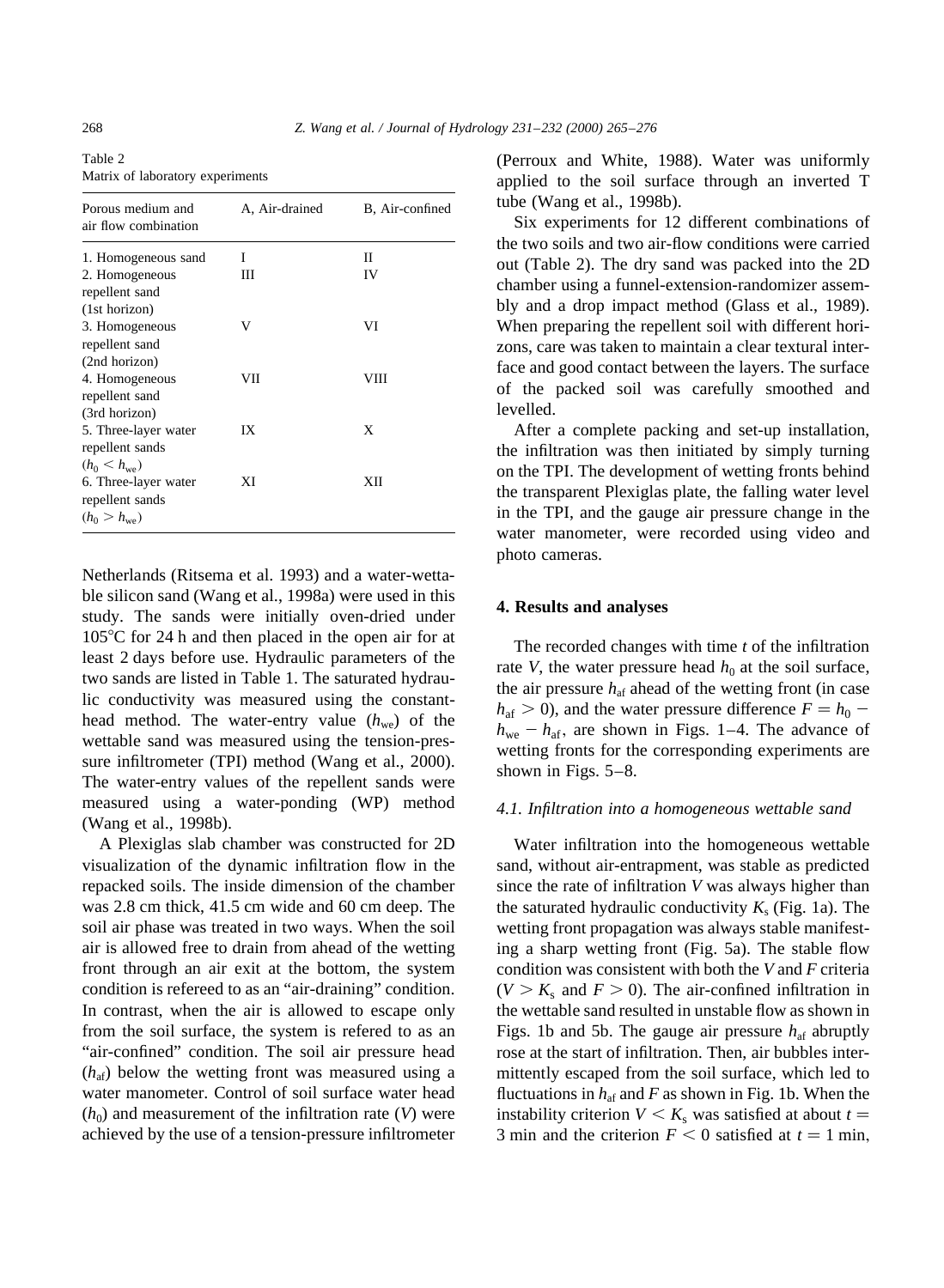Table 2

Matrix of laboratory experiments

| Porous medium and air flow combination | A, Air-drained | B, Air-confined |
|---|---|---|
| 1. Homogeneous sand | I | II |
| 2. Homogeneous repellent sand (1st horizon) | III | IV |
| 3. Homogeneous repellent sand (2nd horizon) | V | VI |
| 4. Homogeneous repellent sand (3rd horizon) | VII | VIII |
| 5. Three-layer water repellent sands ($h_0 < h_{we}$) | IX | X |
| 6. Three-layer water repellent sands ($h_0 > h_{we}$) | XI | XII |

Netherlands (Ritsema et al. 1993) and a water-wettable silicon sand (Wang et al., 1998a) were used in this study. The sands were initially oven-dried under 105°C for 24 h and then placed in the open air for at least 2 days before use. Hydraulic parameters of the two sands are listed in Table 1. The saturated hydraulic conductivity was measured using the constant-head method. The water-entry value ($h_{we}$) of the wettable sand was measured using the tension-pressure infiltrometer (TPI) method (Wang et al., 2000). The water-entry values of the repellent sands were measured using a water-ponding (WP) method (Wang et al., 1998b).

A Plexiglas slab chamber was constructed for 2D visualization of the dynamic infiltration flow in the repacked soils. The inside dimension of the chamber was 2.8 cm thick, 41.5 cm wide and 60 cm deep. The soil air phase was treated in two ways. When the soil air is allowed free to drain from ahead of the wetting front through an air exit at the bottom, the system condition is refereed to as an "air-draining" condition. In contrast, when the air is allowed to escape only from the soil surface, the system is refered to as an "air-confined" condition. The soil air pressure head ($h_{af}$) below the wetting front was measured using a water manometer. Control of soil surface water head ($h_0$) and measurement of the infiltration rate ($V$) were achieved by the use of a tension-pressure infiltrometer (Perroux and White, 1988). Water was uniformly applied to the soil surface through an inverted T tube (Wang et al., 1998b).

Six experiments for 12 different combinations of the two soils and two air-flow conditions were carried out (Table 2). The dry sand was packed into the 2D chamber using a funnel-extension-randomizer assembly and a drop impact method (Glass et al., 1989). When preparing the repellent soil with different horizons, care was taken to maintain a clear textural interface and good contact between the layers. The surface of the packed soil was carefully smoothed and levelled.

After a complete packing and set-up installation, the infiltration was then initiated by simply turning on the TPI. The development of wetting fronts behind the transparent Plexiglas plate, the falling water level in the TPI, and the gauge air pressure change in the water manometer, were recorded using video and photo cameras.

## 4. Results and analyses

The recorded changes with time $t$ of the infiltration rate $V$, the water pressure head $h_0$ at the soil surface, the air pressure $h_{af}$ ahead of the wetting front (in case $h_{af} > 0$), and the water pressure difference $F = h_0 - h_{we} - h_{af}$, are shown in Figs. 1–4. The advance of wetting fronts for the corresponding experiments are shown in Figs. 5–8.

### 4.1. Infiltration into a homogeneous wettable sand

Water infiltration into the homogeneous wettable sand, without air-entrapment, was stable as predicted since the rate of infiltration $V$ was always higher than the saturated hydraulic conductivity $K_s$ (Fig. 1a). The wetting front propagation was always stable manifesting a sharp wetting front (Fig. 5a). The stable flow condition was consistent with both the $V$ and $F$ criteria ($V > K_s$ and $F > 0$). The air-confined infiltration in the wettable sand resulted in unstable flow as shown in Figs. 1b and 5b. The gauge air pressure $h_{af}$ abruptly rose at the start of infiltration. Then, air bubbles intermittently escaped from the soil surface, which led to fluctuations in $h_{af}$ and $F$ as shown in Fig. 1b. When the instability criterion $V < K_s$ was satisfied at about $t =$ 3 min and the criterion $F < 0$ satisfied at $t = 1$ min,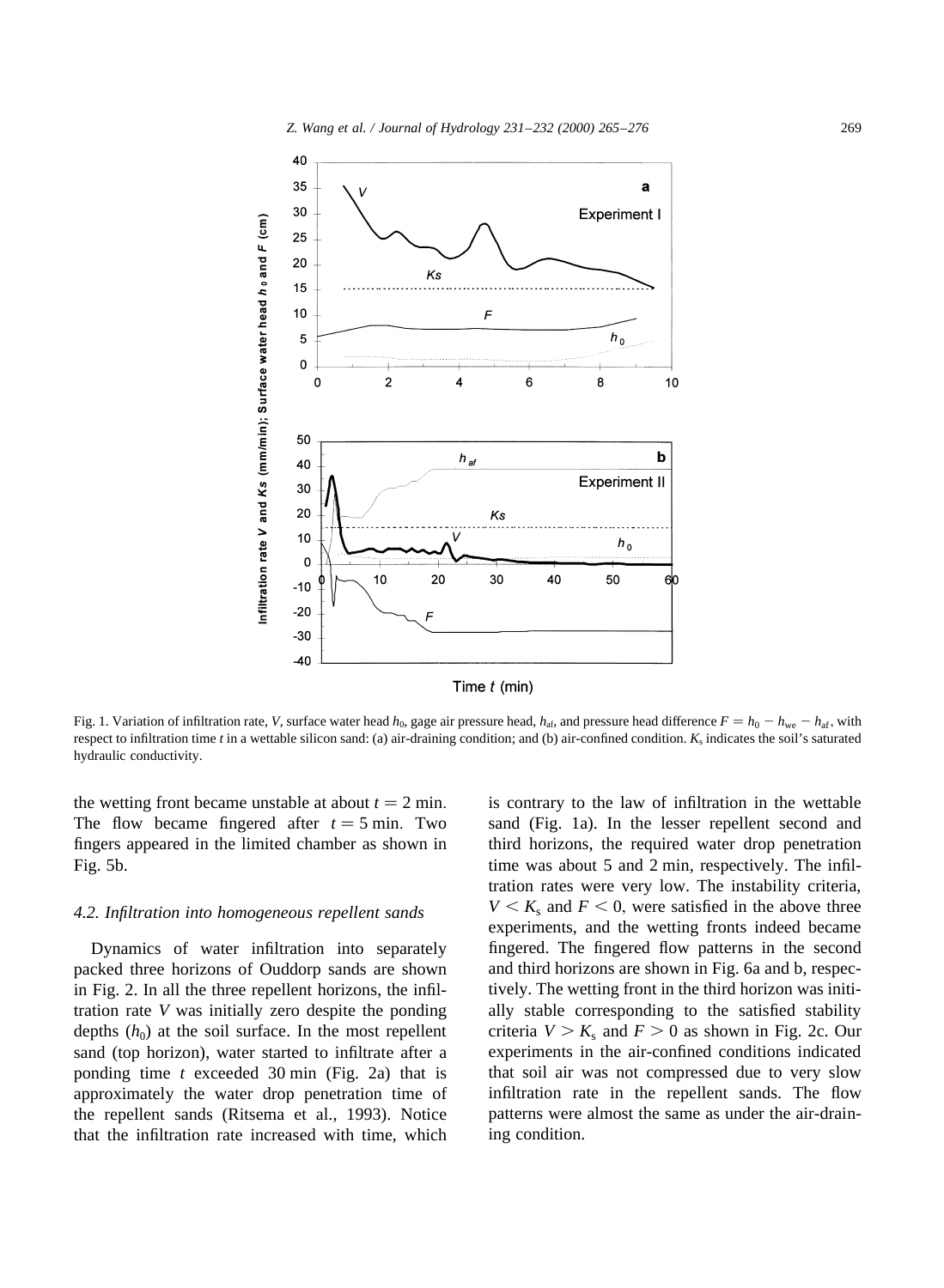Fig. 1. Variation of infiltration rate, $V$, surface water head $h_0$, gage air pressure head, $h_{af}$, and pressure head difference $F = h_0 - h_{we} - h_{af}$, with respect to infiltration time $t$ in a wettable silicon sand: (a) air-draining condition; and (b) air-confined condition. $K_s$ indicates the soil's saturated hydraulic conductivity.

the wetting front became unstable at about $t = 2$ min. The flow became fingered after $t = 5$ min. Two fingers appeared in the limited chamber as shown in Fig. 5b.

### 4.2. Infiltration into homogeneous repellent sands

Dynamics of water infiltration into separately packed three horizons of Ouddorp sands are shown in Fig. 2. In all the three repellent horizons, the infiltration rate $V$ was initially zero despite the ponding depths ($h_0$) at the soil surface. In the most repellent sand (top horizon), water started to infiltrate after a ponding time $t$ exceeded 30 min (Fig. 2a) that is approximately the water drop penetration time of the repellent sands (Ritsema et al., 1993). Notice that the infiltration rate increased with time, which is contrary to the law of infiltration in the wettable sand (Fig. 1a). In the lesser repellent second and third horizons, the required water drop penetration time was about 5 and 2 min, respectively. The infiltration rates were very low. The instability criteria, $V < K_s$ and $F < 0$, were satisfied in the above three experiments, and the wetting fronts indeed became fingered. The fingered flow patterns in the second and third horizons are shown in Fig. 6a and b, respectively. The wetting front in the third horizon was initially stable corresponding to the satisfied stability criteria $V > K_s$ and $F > 0$ as shown in Fig. 2c. Our experiments in the air-confined conditions indicated that soil air was not compressed due to very slow infiltration rate in the repellent sands. The flow patterns were almost the same as under the air-draining condition.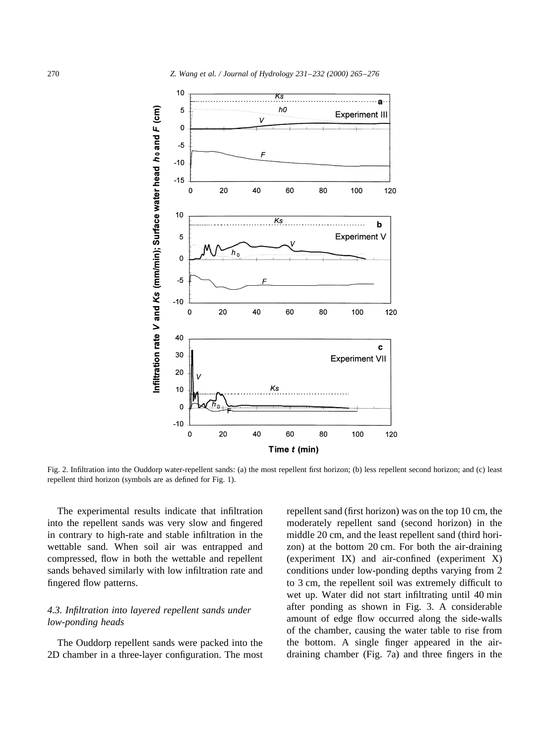Fig. 2. Infiltration into the Ouddorp water-repellent sands: (a) the most repellent first horizon; (b) less repellent second horizon; and (c) least repellent third horizon (symbols are as defined for Fig. 1).

The experimental results indicate that infiltration into the repellent sands was very slow and fingered in contrary to high-rate and stable infiltration in the wettable sand. When soil air was entrapped and compressed, flow in both the wettable and repellent sands behaved similarly with low infiltration rate and fingered flow patterns.

### 4.3. Infiltration into layered repellent sands under low-ponding heads

The Ouddorp repellent sands were packed into the 2D chamber in a three-layer configuration. The most repellent sand (first horizon) was on the top 10 cm, the moderately repellent sand (second horizon) in the middle 20 cm, and the least repellent sand (third horizon) at the bottom 20 cm. For both the air-draining (experiment IX) and air-confined (experiment X) conditions under low-ponding depths varying from 2 to 3 cm, the repellent soil was extremely difficult to wet up. Water did not start infiltrating until 40 min after ponding as shown in Fig. 3. A considerable amount of edge flow occurred along the side-walls of the chamber, causing the water table to rise from the bottom. A single finger appeared in the air-draining chamber (Fig. 7a) and three fingers in the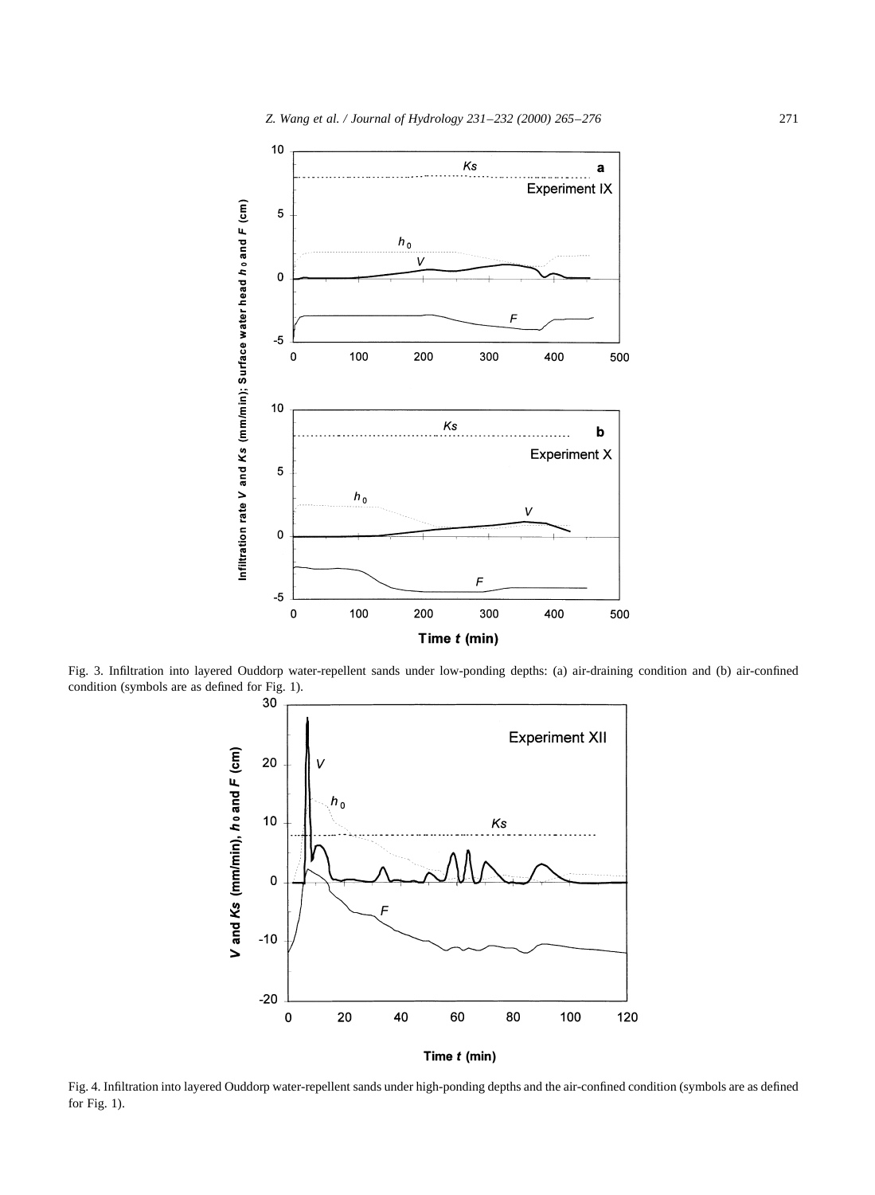Fig. 3. Infiltration into layered Ouddorp water-repellent sands under low-ponding depths: (a) air-draining condition and (b) air-confined condition (symbols are as defined for Fig. 1).

Fig. 4. Infiltration into layered Ouddorp water-repellent sands under high-ponding depths and the air-confined condition (symbols are as defined for Fig. 1).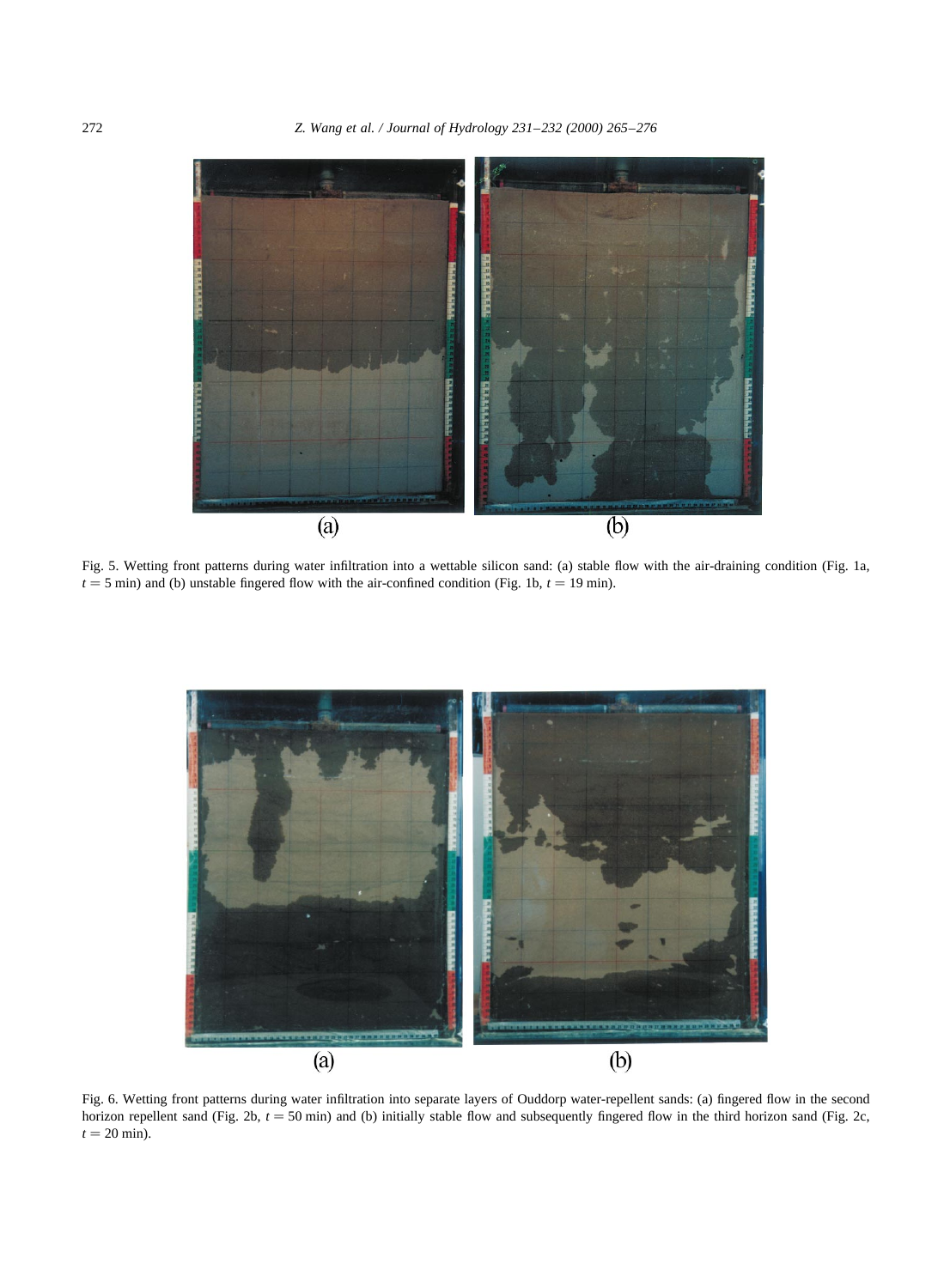(a) (b)

Fig. 5. Wetting front patterns during water infiltration into a wettable silicon sand: (a) stable flow with the air-draining condition (Fig. 1a, $t = 5$ min) and (b) unstable fingered flow with the air-confined condition (Fig. 1b, $t = 19$ min).

(a) (b)

Fig. 6. Wetting front patterns during water infiltration into separate layers of Ouddorp water-repellent sands: (a) fingered flow in the second horizon repellent sand (Fig. 2b, $t = 50$ min) and (b) initially stable flow and subsequently fingered flow in the third horizon sand (Fig. 2c, $t = 20$ min).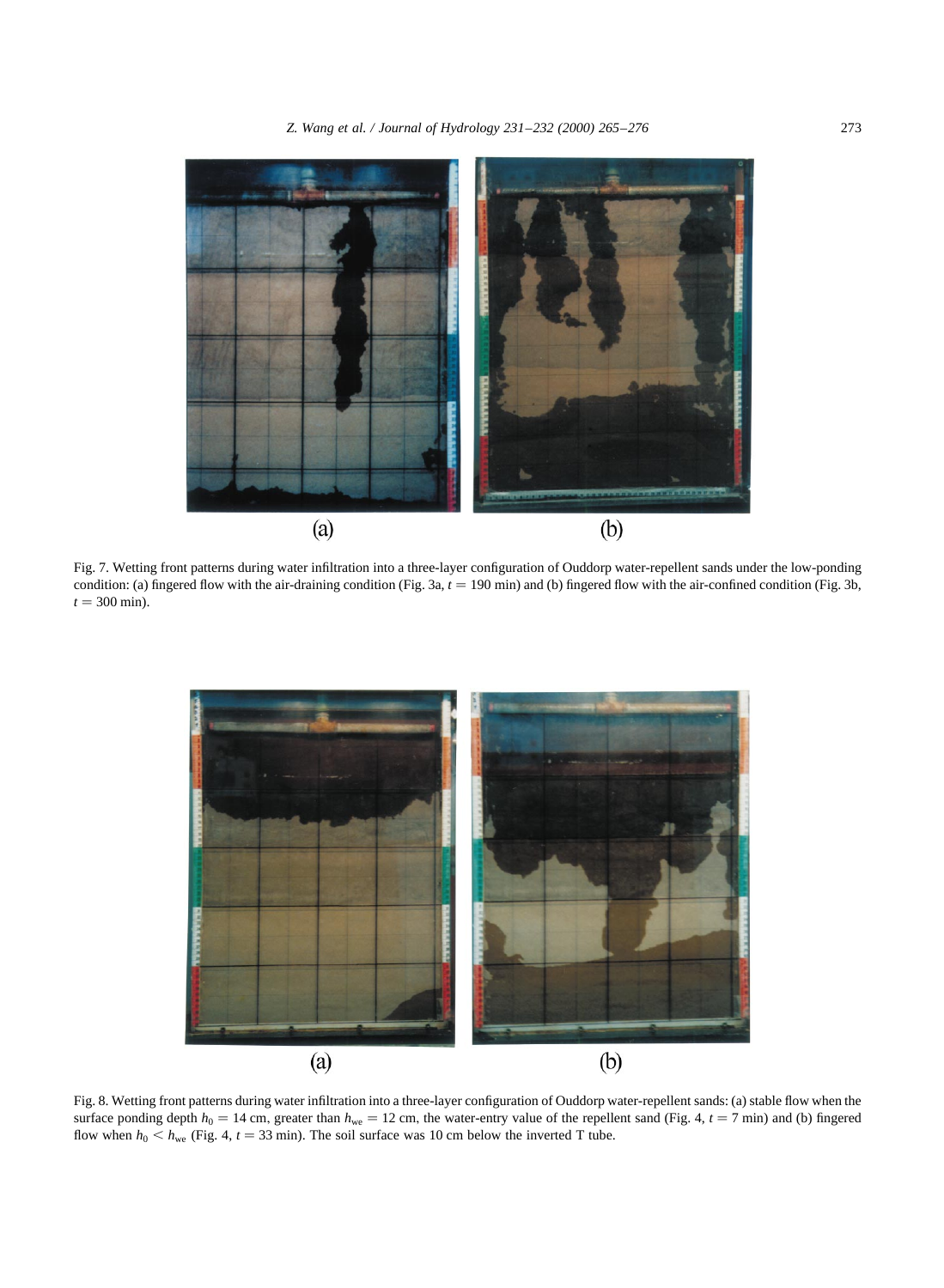(a)

(b)

Fig. 7. Wetting front patterns during water infiltration into a three-layer configuration of Ouddorp water-repellent sands under the low-ponding condition: (a) fingered flow with the air-draining condition (Fig. 3a, $t = 190$ min) and (b) fingered flow with the air-confined condition (Fig. 3b, $t = 300$ min).

(a)

(b)

Fig. 8. Wetting front patterns during water infiltration into a three-layer configuration of Ouddorp water-repellent sands: (a) stable flow when the surface ponding depth $h_0 = 14$ cm, greater than $h_{we} = 12$ cm, the water-entry value of the repellent sand (Fig. 4, $t = 7$ min) and (b) fingered flow when $h_0 < h_{we}$ (Fig. 4, $t = 33$ min). The soil surface was 10 cm below the inverted T tube.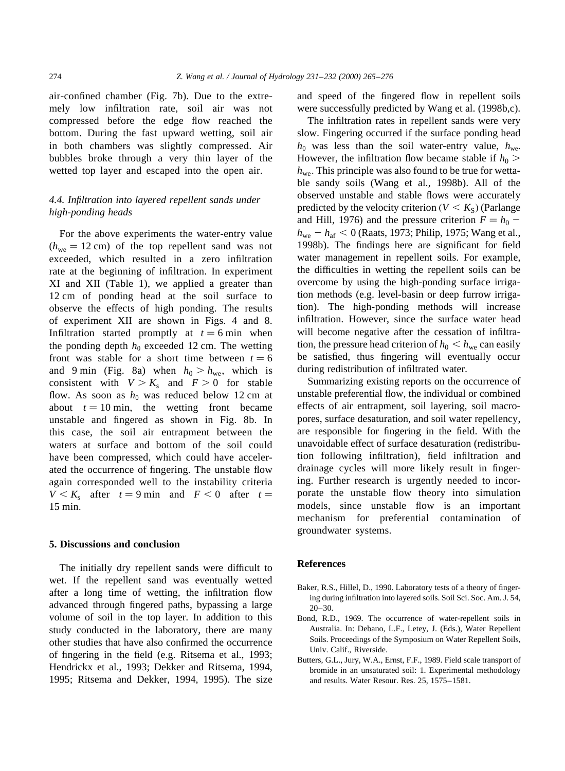air-confined chamber (Fig. 7b). Due to the extremely low infiltration rate, soil air was not compressed before the edge flow reached the bottom. During the fast upward wetting, soil air in both chambers was slightly compressed. Air bubbles broke through a very thin layer of the wetted top layer and escaped into the open air.

### 4.4. Infiltration into layered repellent sands under high-ponding heads

For the above experiments the water-entry value ($h_{we} = 12$ cm) of the top repellent sand was not exceeded, which resulted in a zero infiltration rate at the beginning of infiltration. In experiment XI and XII (Table 1), we applied a greater than 12 cm of ponding head at the soil surface to observe the effects of high ponding. The results of experiment XII are shown in Figs. 4 and 8. Infiltration started promptly at $t = 6$ min when the ponding depth $h_0$ exceeded 12 cm. The wetting front was stable for a short time between $t = 6$ and 9 min (Fig. 8a) when $h_0 > h_{we}$, which is consistent with $V > K_s$ and $F > 0$ for stable flow. As soon as $h_0$ was reduced below 12 cm at about $t = 10$ min, the wetting front became unstable and fingered as shown in Fig. 8b. In this case, the soil air entrapment between the waters at surface and bottom of the soil could have been compressed, which could have accelerated the occurrence of fingering. The unstable flow again corresponded well to the instability criteria $V < K_s$ after $t = 9$ min and $F < 0$ after $t = 15$ min.

## 5. Discussions and conclusion

The initially dry repellent sands were difficult to wet. If the repellent sand was eventually wetted after a long time of wetting, the infiltration flow advanced through fingered paths, bypassing a large volume of soil in the top layer. In addition to this study conducted in the laboratory, there are many other studies that have also confirmed the occurrence of fingering in the field (e.g. Ritsema et al., 1993; Hendrickx et al., 1993; Dekker and Ritsema, 1994, 1995; Ritsema and Dekker, 1994, 1995). The size and speed of the fingered flow in repellent soils were successfully predicted by Wang et al. (1998b,c).

The infiltration rates in repellent sands were very slow. Fingering occurred if the surface ponding head $h_0$ was less than the soil water-entry value, $h_{we}$. However, the infiltration flow became stable if $h_0 > h_{we}$. This principle was also found to be true for wettable sandy soils (Wang et al., 1998b). All of the observed unstable and stable flows were accurately predicted by the velocity criterion ($V < K_S$) (Parlange and Hill, 1976) and the pressure criterion $F = h_0 - h_{we} - h_{af} < 0$ (Raats, 1973; Philip, 1975; Wang et al., 1998b). The findings here are significant for field water management in repellent soils. For example, the difficulties in wetting the repellent soils can be overcome by using the high-ponding surface irrigation methods (e.g. level-basin or deep furrow irrigation). The high-ponding methods will increase infiltration. However, since the surface water head will become negative after the cessation of infiltration, the pressure head criterion of $h_0 < h_{we}$ can easily be satisfied, thus fingering will eventually occur during redistribution of infiltrated water.

Summarizing existing reports on the occurrence of unstable preferential flow, the individual or combined effects of air entrapment, soil layering, soil macropores, surface desaturation, and soil water repellency, are responsible for fingering in the field. With the unavoidable effect of surface desaturation (redistribution following infiltration), field infiltration and drainage cycles will more likely result in fingering. Further research is urgently needed to incorporate the unstable flow theory into simulation models, since unstable flow is an important mechanism for preferential contamination of groundwater systems.

## References

Baker, R.S., Hillel, D., 1990. Laboratory tests of a theory of fingering during infiltration into layered soils. Soil Sci. Soc. Am. J. 54, 20–30.

Bond, R.D., 1969. The occurrence of water-repellent soils in Australia. In: Debano, L.F., Letey, J. (Eds.), Water Repellent Soils. Proceedings of the Symposium on Water Repellent Soils, Univ. Calif., Riverside.

Butters, G.L., Jury, W.A., Ernst, F.F., 1989. Field scale transport of bromide in an unsaturated soil: 1. Experimental methodology and results. Water Resour. Res. 25, 1575–1581.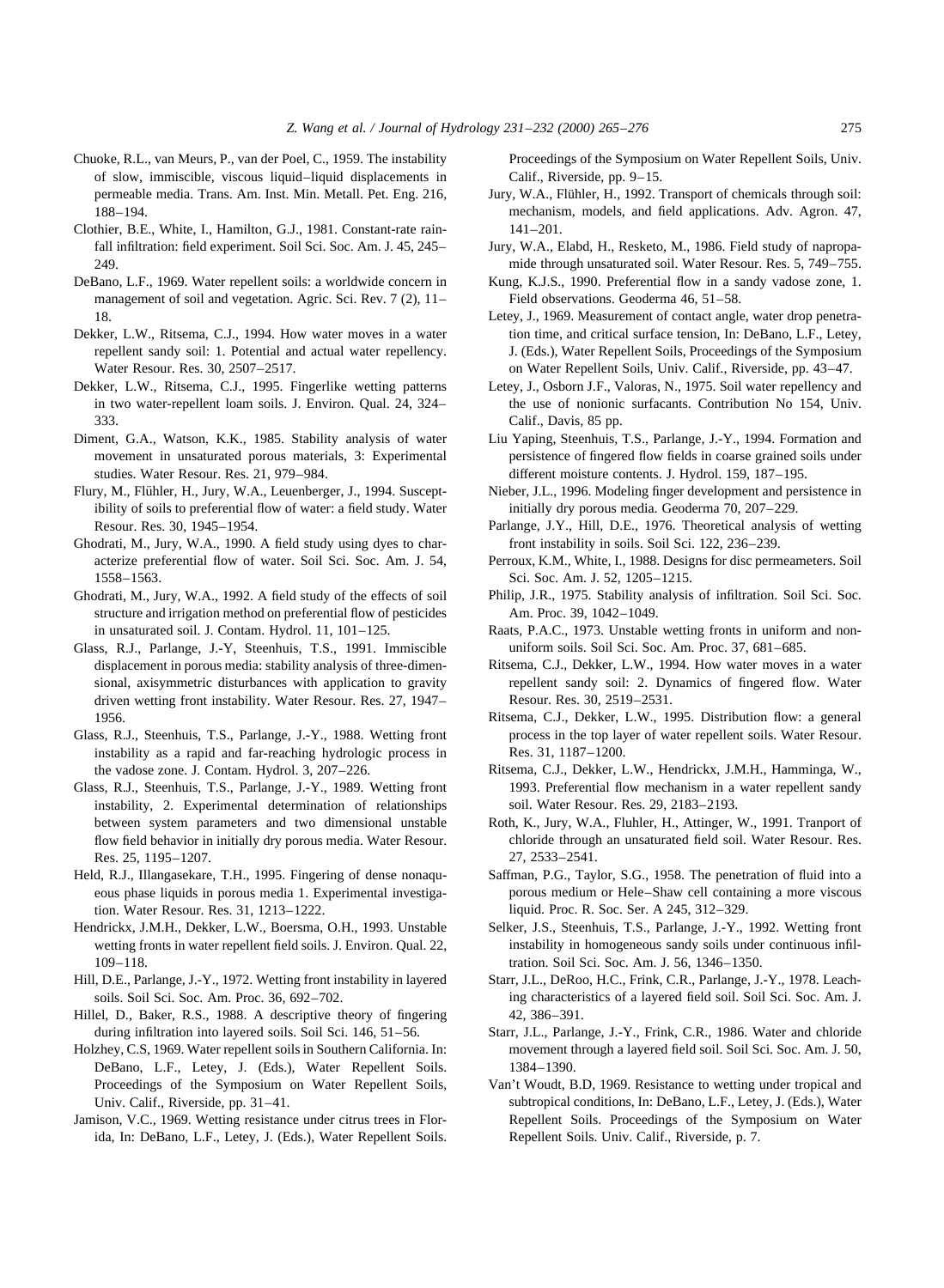Chuoke, R.L., van Meurs, P., van der Poel, C., 1959. The instability of slow, immiscible, viscous liquid–liquid displacements in permeable media. Trans. Am. Inst. Min. Metall. Pet. Eng. 216, 188–194.

Clothier, B.E., White, I., Hamilton, G.J., 1981. Constant-rate rainfall infiltration: field experiment. Soil Sci. Soc. Am. J. 45, 245–249.

DeBano, L.F., 1969. Water repellent soils: a worldwide concern in management of soil and vegetation. Agric. Sci. Rev. 7 (2), 11–18.

Dekker, L.W., Ritsema, C.J., 1994. How water moves in a water repellent sandy soil: 1. Potential and actual water repellency. Water Resour. Res. 30, 2507–2517.

Dekker, L.W., Ritsema, C.J., 1995. Fingerlike wetting patterns in two water-repellent loam soils. J. Environ. Qual. 24, 324–333.

Diment, G.A., Watson, K.K., 1985. Stability analysis of water movement in unsaturated porous materials, 3: Experimental studies. Water Resour. Res. 21, 979–984.

Flury, M., Flühler, H., Jury, W.A., Leuenberger, J., 1994. Susceptibility of soils to preferential flow of water: a field study. Water Resour. Res. 30, 1945–1954.

Ghodrati, M., Jury, W.A., 1990. A field study using dyes to characterize preferential flow of water. Soil Sci. Soc. Am. J. 54, 1558–1563.

Ghodrati, M., Jury, W.A., 1992. A field study of the effects of soil structure and irrigation method on preferential flow of pesticides in unsaturated soil. J. Contam. Hydrol. 11, 101–125.

Glass, R.J., Parlange, J.-Y, Steenhuis, T.S., 1991. Immiscible displacement in porous media: stability analysis of three-dimensional, axisymmetric disturbances with application to gravity driven wetting front instability. Water Resour. Res. 27, 1947–1956.

Glass, R.J., Steenhuis, T.S., Parlange, J.-Y., 1988. Wetting front instability as a rapid and far-reaching hydrologic process in the vadose zone. J. Contam. Hydrol. 3, 207–226.

Glass, R.J., Steenhuis, T.S., Parlange, J.-Y., 1989. Wetting front instability, 2. Experimental determination of relationships between system parameters and two dimensional unstable flow field behavior in initially dry porous media. Water Resour. Res. 25, 1195–1207.

Held, R.J., Illangasekare, T.H., 1995. Fingering of dense nonaqueous phase liquids in porous media 1. Experimental investigation. Water Resour. Res. 31, 1213–1222.

Hendrickx, J.M.H., Dekker, L.W., Boersma, O.H., 1993. Unstable wetting fronts in water repellent field soils. J. Environ. Qual. 22, 109–118.

Hill, D.E., Parlange, J.-Y., 1972. Wetting front instability in layered soils. Soil Sci. Soc. Am. Proc. 36, 692–702.

Hillel, D., Baker, R.S., 1988. A descriptive theory of fingering during infiltration into layered soils. Soil Sci. 146, 51–56.

Holzhey, C.S, 1969. Water repellent soils in Southern California. In: DeBano, L.F., Letey, J. (Eds.), Water Repellent Soils. Proceedings of the Symposium on Water Repellent Soils, Univ. Calif., Riverside, pp. 31–41.

Jamison, V.C., 1969. Wetting resistance under citrus trees in Florida, In: DeBano, L.F., Letey, J. (Eds.), Water Repellent Soils. Proceedings of the Symposium on Water Repellent Soils, Univ. Calif., Riverside, pp. 9–15.

Jury, W.A., Flühler, H., 1992. Transport of chemicals through soil: mechanism, models, and field applications. Adv. Agron. 47, 141–201.

Jury, W.A., Elabd, H., Resketo, M., 1986. Field study of napropamide through unsaturated soil. Water Resour. Res. 5, 749–755.

Kung, K.J.S., 1990. Preferential flow in a sandy vadose zone, 1. Field observations. Geoderma 46, 51–58.

Letey, J., 1969. Measurement of contact angle, water drop penetration time, and critical surface tension, In: DeBano, L.F., Letey, J. (Eds.), Water Repellent Soils, Proceedings of the Symposium on Water Repellent Soils, Univ. Calif., Riverside, pp. 43–47.

Letey, J., Osborn J.F., Valoras, N., 1975. Soil water repellency and the use of nonionic surfacants. Contribution No 154, Univ. Calif., Davis, 85 pp.

Liu Yaping, Steenhuis, T.S., Parlange, J.-Y., 1994. Formation and persistence of fingered flow fields in coarse grained soils under different moisture contents. J. Hydrol. 159, 187–195.

Nieber, J.L., 1996. Modeling finger development and persistence in initially dry porous media. Geoderma 70, 207–229.

Parlange, J.Y., Hill, D.E., 1976. Theoretical analysis of wetting front instability in soils. Soil Sci. 122, 236–239.

Perroux, K.M., White, I., 1988. Designs for disc permeameters. Soil Sci. Soc. Am. J. 52, 1205–1215.

Philip, J.R., 1975. Stability analysis of infiltration. Soil Sci. Soc. Am. Proc. 39, 1042–1049.

Raats, P.A.C., 1973. Unstable wetting fronts in uniform and nonuniform soils. Soil Sci. Soc. Am. Proc. 37, 681–685.

Ritsema, C.J., Dekker, L.W., 1994. How water moves in a water repellent sandy soil: 2. Dynamics of fingered flow. Water Resour. Res. 30, 2519–2531.

Ritsema, C.J., Dekker, L.W., 1995. Distribution flow: a general process in the top layer of water repellent soils. Water Resour. Res. 31, 1187–1200.

Ritsema, C.J., Dekker, L.W., Hendrickx, J.M.H., Hamminga, W., 1993. Preferential flow mechanism in a water repellent sandy soil. Water Resour. Res. 29, 2183–2193.

Roth, K., Jury, W.A., Fluhler, H., Attinger, W., 1991. Tranport of chloride through an unsaturated field soil. Water Resour. Res. 27, 2533–2541.

Saffman, P.G., Taylor, S.G., 1958. The penetration of fluid into a porous medium or Hele–Shaw cell containing a more viscous liquid. Proc. R. Soc. Ser. A 245, 312–329.

Selker, J.S., Steenhuis, T.S., Parlange, J.-Y., 1992. Wetting front instability in homogeneous sandy soils under continuous infiltration. Soil Sci. Soc. Am. J. 56, 1346–1350.

Starr, J.L., DeRoo, H.C., Frink, C.R., Parlange, J.-Y., 1978. Leaching characteristics of a layered field soil. Soil Sci. Soc. Am. J. 42, 386–391.

Starr, J.L., Parlange, J.-Y., Frink, C.R., 1986. Water and chloride movement through a layered field soil. Soil Sci. Soc. Am. J. 50, 1384–1390.

Van't Woudt, B.D, 1969. Resistance to wetting under tropical and subtropical conditions, In: DeBano, L.F., Letey, J. (Eds.), Water Repellent Soils. Proceedings of the Symposium on Water Repellent Soils. Univ. Calif., Riverside, p. 7.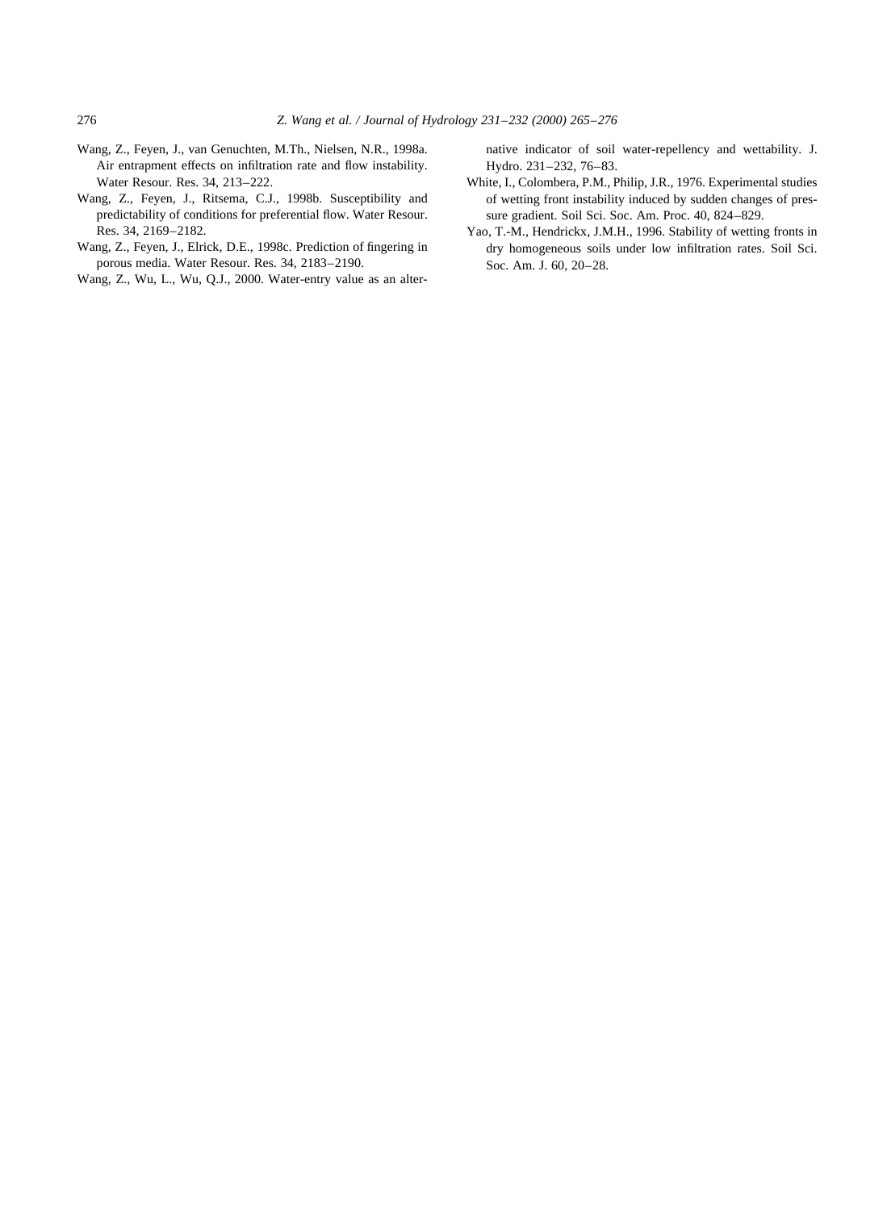Wang, Z., Feyen, J., van Genuchten, M.Th., Nielsen, N.R., 1998a. Air entrapment effects on infiltration rate and flow instability. Water Resour. Res. 34, 213–222.

Wang, Z., Feyen, J., Ritsema, C.J., 1998b. Susceptibility and predictability of conditions for preferential flow. Water Resour. Res. 34, 2169–2182.

Wang, Z., Feyen, J., Elrick, D.E., 1998c. Prediction of fingering in porous media. Water Resour. Res. 34, 2183–2190.

Wang, Z., Wu, L., Wu, Q.J., 2000. Water-entry value as an alternative indicator of soil water-repellency and wettability. J. Hydro. 231–232, 76–83.

White, I., Colombera, P.M., Philip, J.R., 1976. Experimental studies of wetting front instability induced by sudden changes of pressure gradient. Soil Sci. Soc. Am. Proc. 40, 824–829.

Yao, T.-M., Hendrickx, J.M.H., 1996. Stability of wetting fronts in dry homogeneous soils under low infiltration rates. Soil Sci. Soc. Am. J. 60, 20–28.